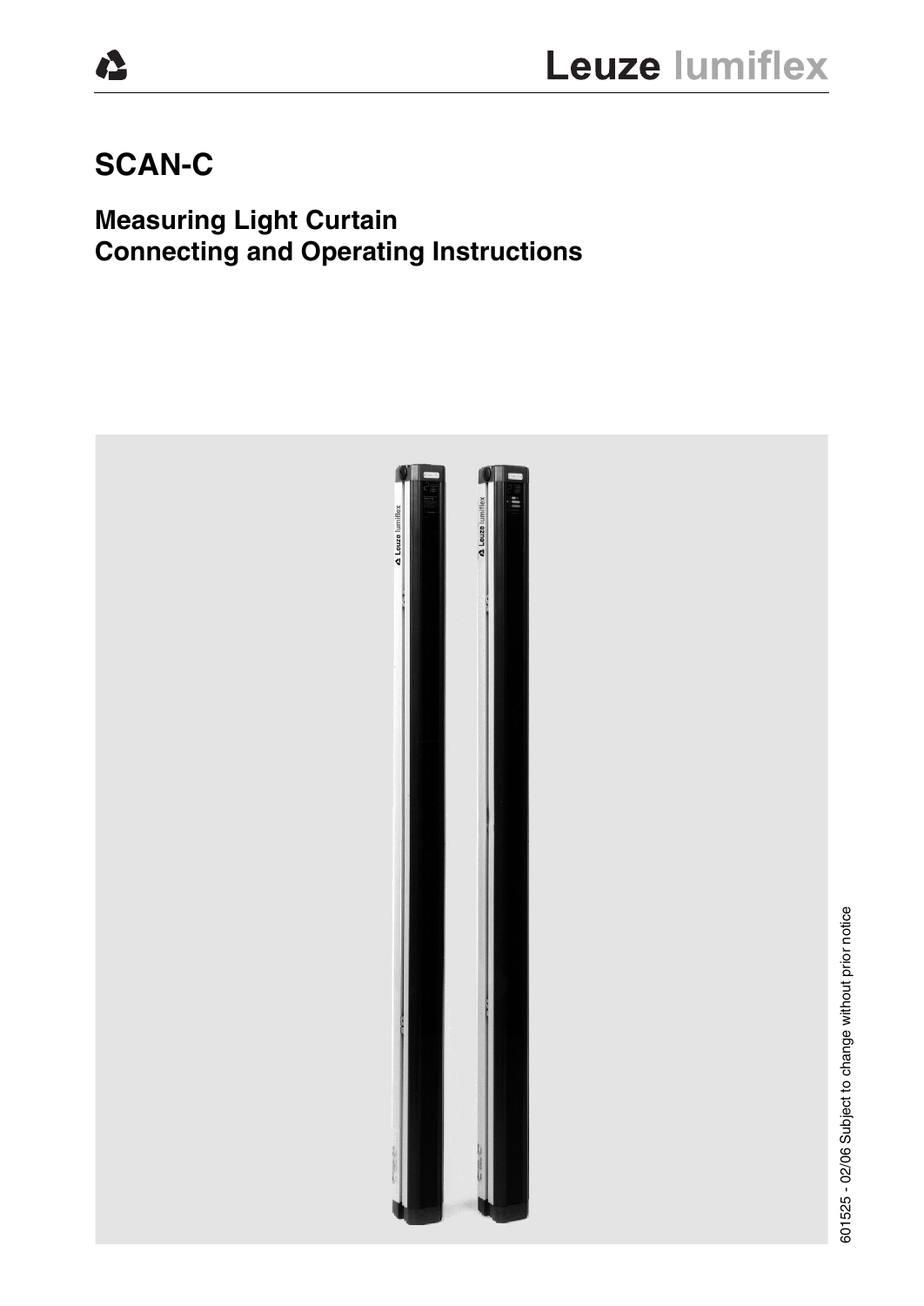Leuze lumiflex

# SCAN-C

## Measuring Light Curtain
## Connecting and Operating Instructions

601525 - 02/06 Subject to change without prior notice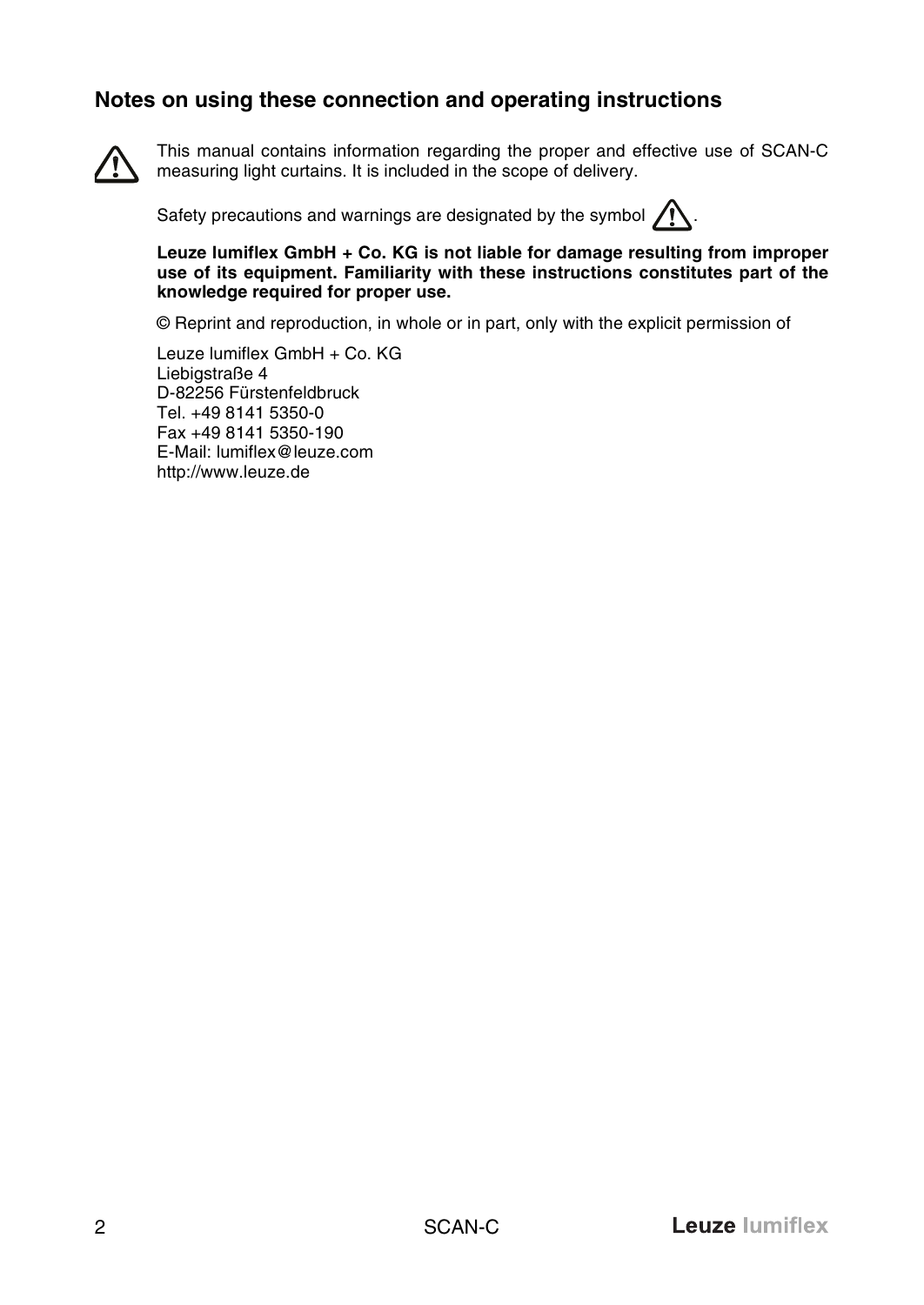## Notes on using these connection and operating instructions

This manual contains information regarding the proper and effective use of SCAN-C measuring light curtains. It is included in the scope of delivery.

Safety precautions and warnings are designated by the symbol ⚠.

**Leuze lumiflex GmbH + Co. KG is not liable for damage resulting from improper use of its equipment. Familiarity with these instructions constitutes part of the knowledge required for proper use.**

© Reprint and reproduction, in whole or in part, only with the explicit permission of

Leuze lumiflex GmbH + Co. KG
Liebigstraße 4
D-82256 Fürstenfeldbruck
Tel. +49 8141 5350-0
Fax +49 8141 5350-190
E-Mail: lumiflex@leuze.com
http://www.leuze.de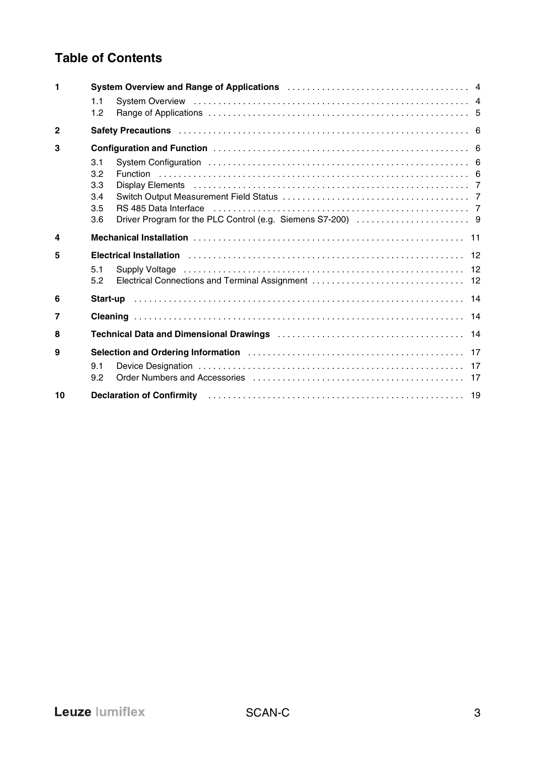# Table of Contents

| | | | |
|---|---|---|---|
| **1** | **System Overview and Range of Applications** | | **4** |
| | 1.1 | System Overview | 4 |
| | 1.2 | Range of Applications | 5 |
| **2** | **Safety Precautions** | | **6** |
| **3** | **Configuration and Function** | | **6** |
| | 3.1 | System Configuration | 6 |
| | 3.2 | Function | 6 |
| | 3.3 | Display Elements | 7 |
| | 3.4 | Switch Output Measurement Field Status | 7 |
| | 3.5 | RS 485 Data Interface | 7 |
| | 3.6 | Driver Program for the PLC Control (e.g. Siemens S7-200) | 9 |
| **4** | **Mechanical Installation** | | **11** |
| **5** | **Electrical Installation** | | **12** |
| | 5.1 | Supply Voltage | 12 |
| | 5.2 | Electrical Connections and Terminal Assignment | 12 |
| **6** | **Start-up** | | **14** |
| **7** | **Cleaning** | | **14** |
| **8** | **Technical Data and Dimensional Drawings** | | **14** |
| **9** | **Selection and Ordering Information** | | **17** |
| | 9.1 | Device Designation | 17 |
| | 9.2 | Order Numbers and Accessories | 17 |
| **10** | **Declaration of Confirmity** | | **19** |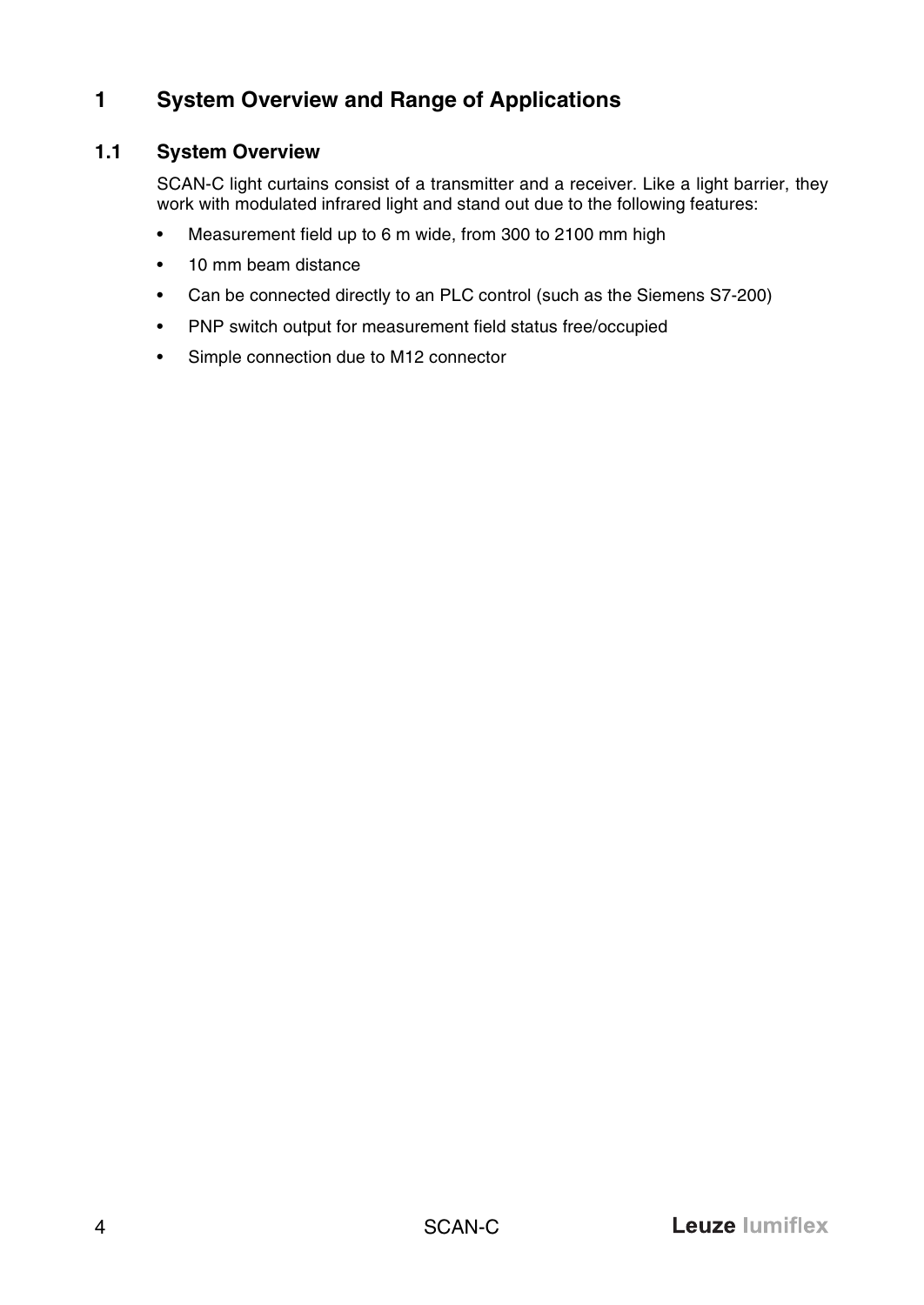# 1 System Overview and Range of Applications

## 1.1 System Overview

SCAN-C light curtains consist of a transmitter and a receiver. Like a light barrier, they work with modulated infrared light and stand out due to the following features:

- Measurement field up to 6 m wide, from 300 to 2100 mm high
- 10 mm beam distance
- Can be connected directly to an PLC control (such as the Siemens S7-200)
- PNP switch output for measurement field status free/occupied
- Simple connection due to M12 connector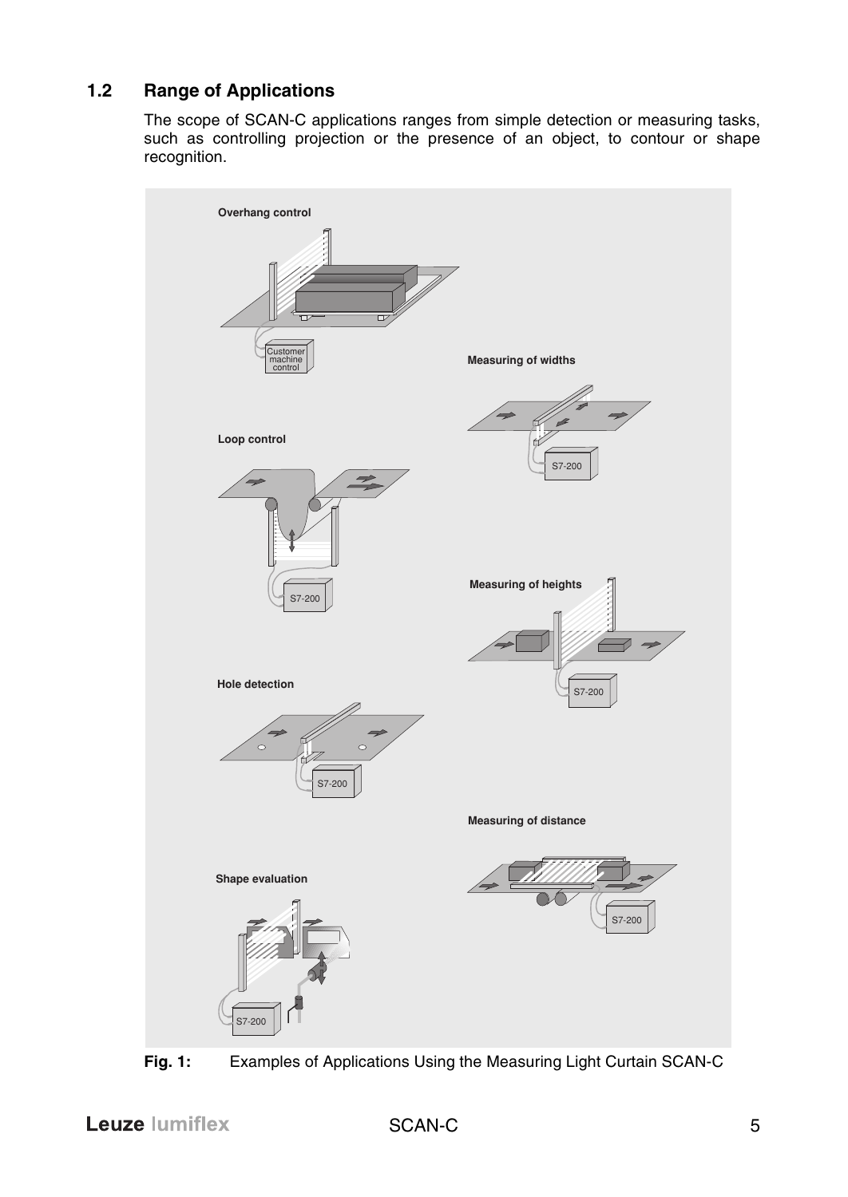## 1.2 Range of Applications

The scope of SCAN-C applications ranges from simple detection or measuring tasks, such as controlling projection or the presence of an object, to contour or shape recognition.

Overhang control

Customer machine control

Measuring of widths

S7-200

Loop control

S7-200

Measuring of heights

S7-200

Hole detection

S7-200

Measuring of distance

Shape evaluation

S7-200

S7-200

**Fig. 1:** Examples of Applications Using the Measuring Light Curtain SCAN-C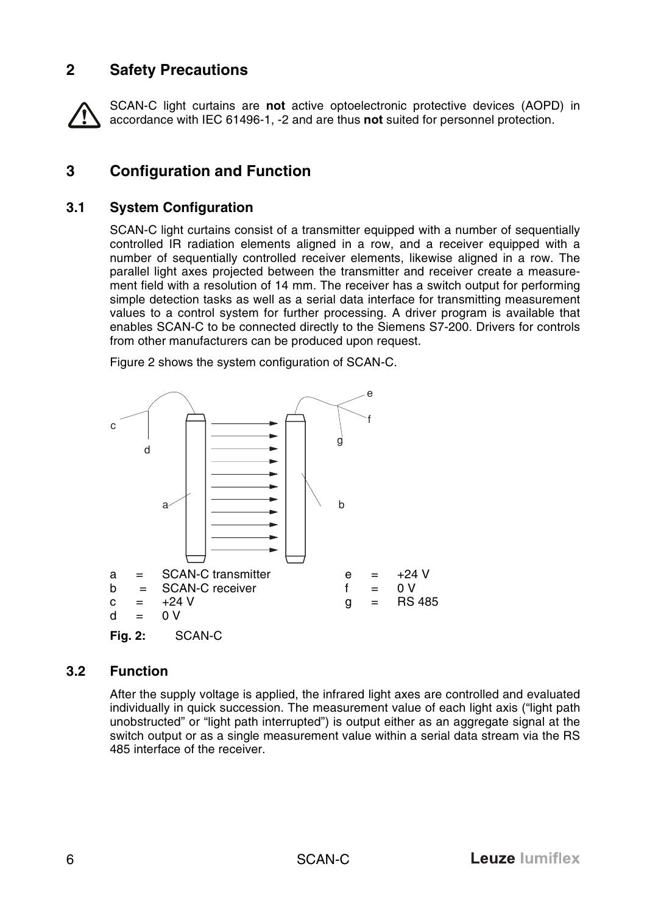## 2 Safety Precautions

SCAN-C light curtains are **not** active optoelectronic protective devices (AOPD) in accordance with IEC 61496-1, -2 and are thus **not** suited for personnel protection.

## 3 Configuration and Function

### 3.1 System Configuration

SCAN-C light curtains consist of a transmitter equipped with a number of sequentially controlled IR radiation elements aligned in a row, and a receiver equipped with a number of sequentially controlled receiver elements, likewise aligned in a row. The parallel light axes projected between the transmitter and receiver create a measurement field with a resolution of 14 mm. The receiver has a switch output for performing simple detection tasks as well as a serial data interface for transmitting measurement values to a control system for further processing. A driver program is available that enables SCAN-C to be connected directly to the Siemens S7-200. Drivers for controls from other manufacturers can be produced upon request.

Figure 2 shows the system configuration of SCAN-C.

a = SCAN-C transmitter
b = SCAN-C receiver
c = +24 V
d = 0 V
e = +24 V
f = 0 V
g = RS 485

**Fig. 2:** SCAN-C

### 3.2 Function

After the supply voltage is applied, the infrared light axes are controlled and evaluated individually in quick succession. The measurement value of each light axis ("light path unobstructed" or "light path interrupted") is output either as an aggregate signal at the switch output or as a single measurement value within a serial data stream via the RS 485 interface of the receiver.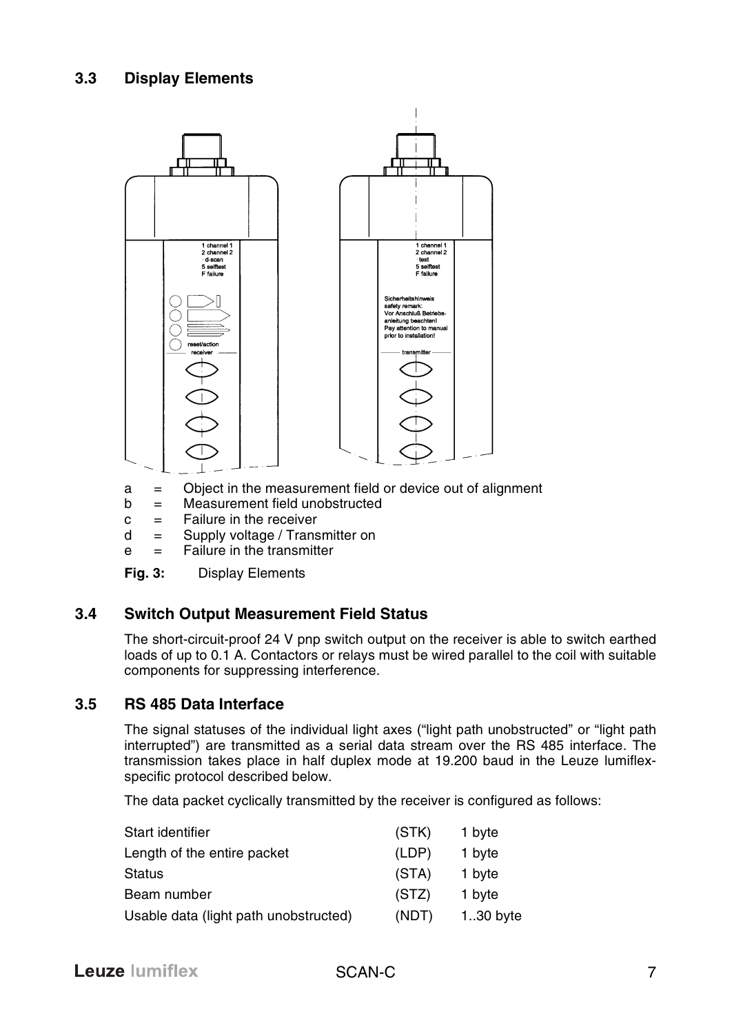## 3.3 Display Elements

a = Object in the measurement field or device out of alignment
b = Measurement field unobstructed
c = Failure in the receiver
d = Supply voltage / Transmitter on
e = Failure in the transmitter

**Fig. 3:** Display Elements

## 3.4 Switch Output Measurement Field Status

The short-circuit-proof 24 V pnp switch output on the receiver is able to switch earthed loads of up to 0.1 A. Contactors or relays must be wired parallel to the coil with suitable components for suppressing interference.

## 3.5 RS 485 Data Interface

The signal statuses of the individual light axes ("light path unobstructed" or "light path interrupted") are transmitted as a serial data stream over the RS 485 interface. The transmission takes place in half duplex mode at 19.200 baud in the Leuze lumiflex-specific protocol described below.

The data packet cyclically transmitted by the receiver is configured as follows:

| | | |
|---|---|---|
| Start identifier | (STK) | 1 byte |
| Length of the entire packet | (LDP) | 1 byte |
| Status | (STA) | 1 byte |
| Beam number | (STZ) | 1 byte |
| Usable data (light path unobstructed) | (NDT) | 1..30 byte |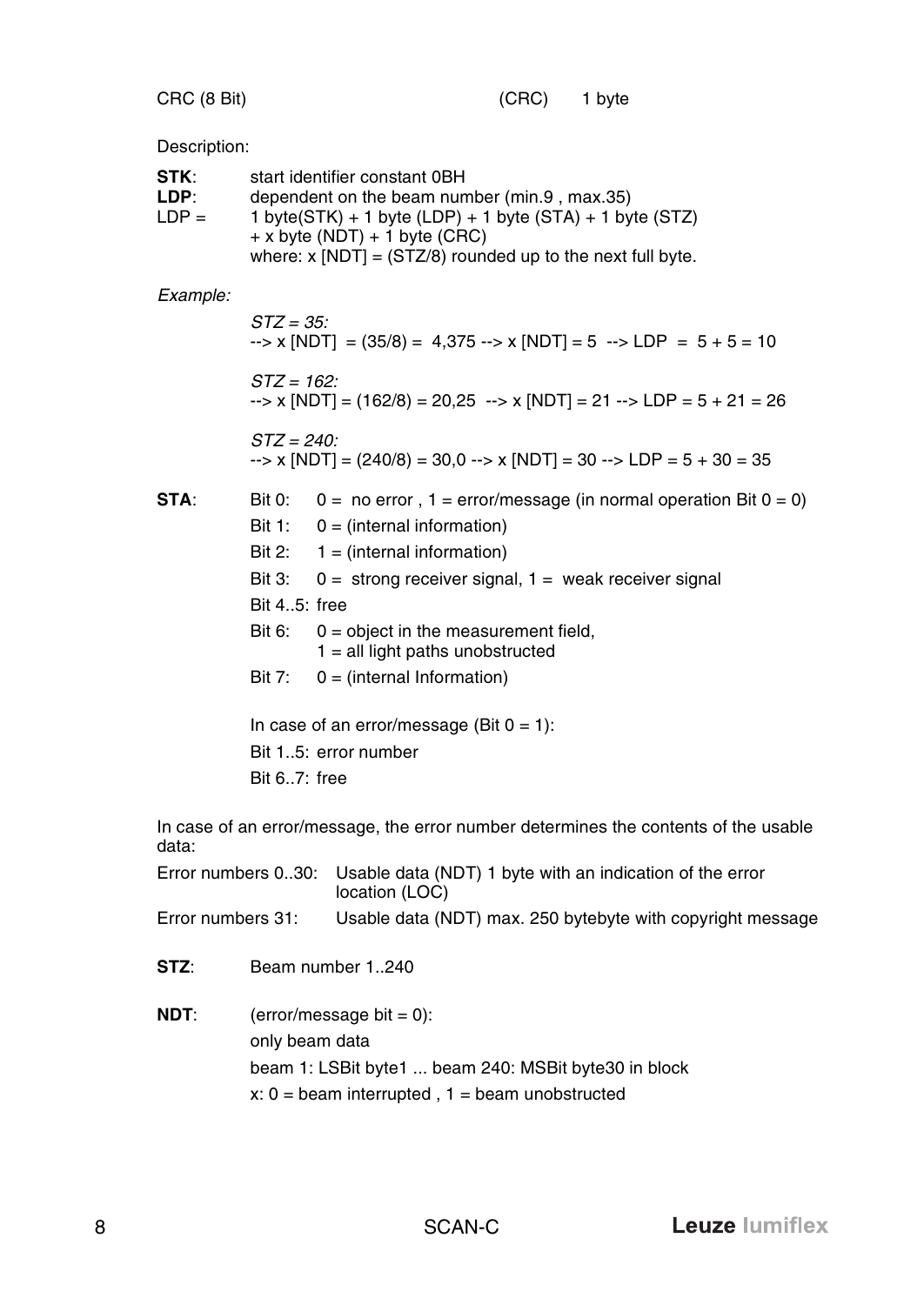CRC (8 Bit) (CRC) 1 byte

Description:

**STK**: start identifier constant 0BH

**LDP**: dependent on the beam number (min.9 , max.35)

LDP = 1 byte(STK) + 1 byte (LDP) + 1 byte (STA) + 1 byte (STZ) + x byte (NDT) + 1 byte (CRC)
where: x [NDT] = (STZ/8) rounded up to the next full byte.

*Example:*

*STZ = 35:*
--> x [NDT] = (35/8) = 4,375 --> x [NDT] = 5 --> LDP = 5 + 5 = 10

*STZ = 162:*
--> x [NDT] = (162/8) = 20,25 --> x [NDT] = 21 --> LDP = 5 + 21 = 26

*STZ = 240:*
--> x [NDT] = (240/8) = 30,0 --> x [NDT] = 30 --> LDP = 5 + 30 = 35

**STA**:

- Bit 0: 0 = no error , 1 = error/message (in normal operation Bit 0 = 0)
- Bit 1: 0 = (internal information)
- Bit 2: 1 = (internal information)
- Bit 3: 0 = strong receiver signal, 1 = weak receiver signal
- Bit 4..5: free
- Bit 6: 0 = object in the measurement field,
  1 = all light paths unobstructed
- Bit 7: 0 = (internal Information)

In case of an error/message (Bit 0 = 1):

- Bit 1..5: error number
- Bit 6..7: free

In case of an error/message, the error number determines the contents of the usable data:

| | |
|---|---|
| Error numbers 0..30: | Usable data (NDT) 1 byte with an indication of the error location (LOC) |
| Error numbers 31: | Usable data (NDT) max. 250 bytebyte with copyright message |

**STZ**: Beam number 1..240

**NDT**: (error/message bit = 0):
only beam data
beam 1: LSBit byte1 ... beam 240: MSBit byte30 in block
x: 0 = beam interrupted , 1 = beam unobstructed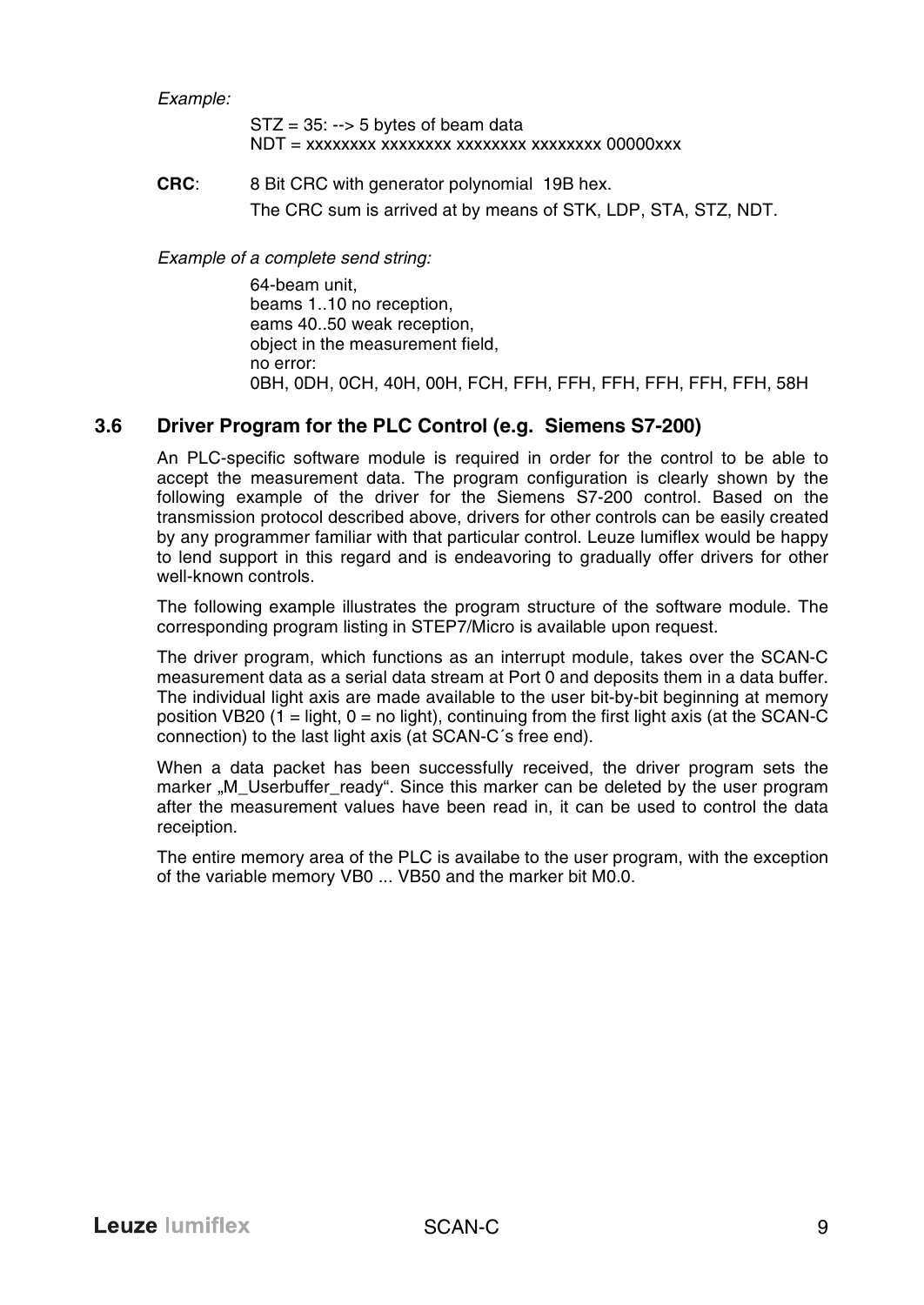*Example:*

STZ = 35: --> 5 bytes of beam data
NDT = xxxxxxxx xxxxxxxx xxxxxxxx xxxxxxxx 00000xxx

**CRC**: 8 Bit CRC with generator polynomial 19B hex.
The CRC sum is arrived at by means of STK, LDP, STA, STZ, NDT.

*Example of a complete send string:*

64-beam unit,
beams 1..10 no reception,
eams 40..50 weak reception,
object in the measurement field,
no error:
0BH, 0DH, 0CH, 40H, 00H, FCH, FFH, FFH, FFH, FFH, FFH, FFH, 58H

## 3.6 Driver Program for the PLC Control (e.g. Siemens S7-200)

An PLC-specific software module is required in order for the control to be able to accept the measurement data. The program configuration is clearly shown by the following example of the driver for the Siemens S7-200 control. Based on the transmission protocol described above, drivers for other controls can be easily created by any programmer familiar with that particular control. Leuze lumiflex would be happy to lend support in this regard and is endeavoring to gradually offer drivers for other well-known controls.

The following example illustrates the program structure of the software module. The corresponding program listing in STEP7/Micro is available upon request.

The driver program, which functions as an interrupt module, takes over the SCAN-C measurement data as a serial data stream at Port 0 and deposits them in a data buffer. The individual light axis are made available to the user bit-by-bit beginning at memory position VB20 (1 = light, 0 = no light), continuing from the first light axis (at the SCAN-C connection) to the last light axis (at SCAN-C´s free end).

When a data packet has been successfully received, the driver program sets the marker „M_Userbuffer_ready". Since this marker can be deleted by the user program after the measurement values have been read in, it can be used to control the data receiption.

The entire memory area of the PLC is availabe to the user program, with the exception of the variable memory VB0 ... VB50 and the marker bit M0.0.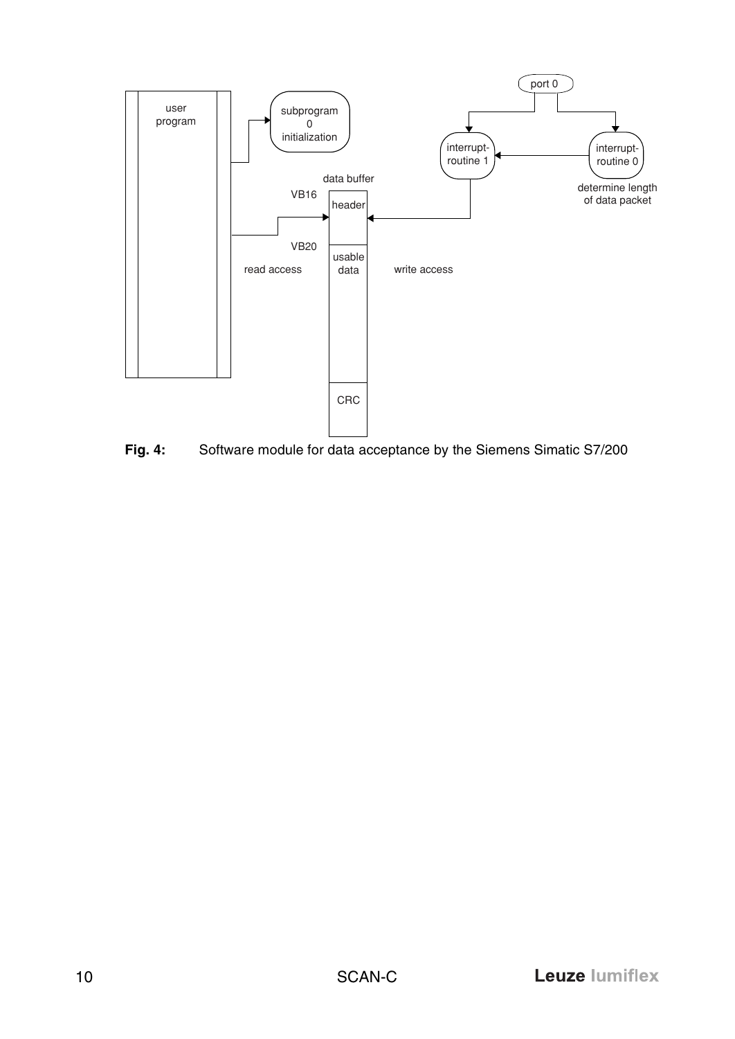**Fig. 4:** Software module for data acceptance by the Siemens Simatic S7/200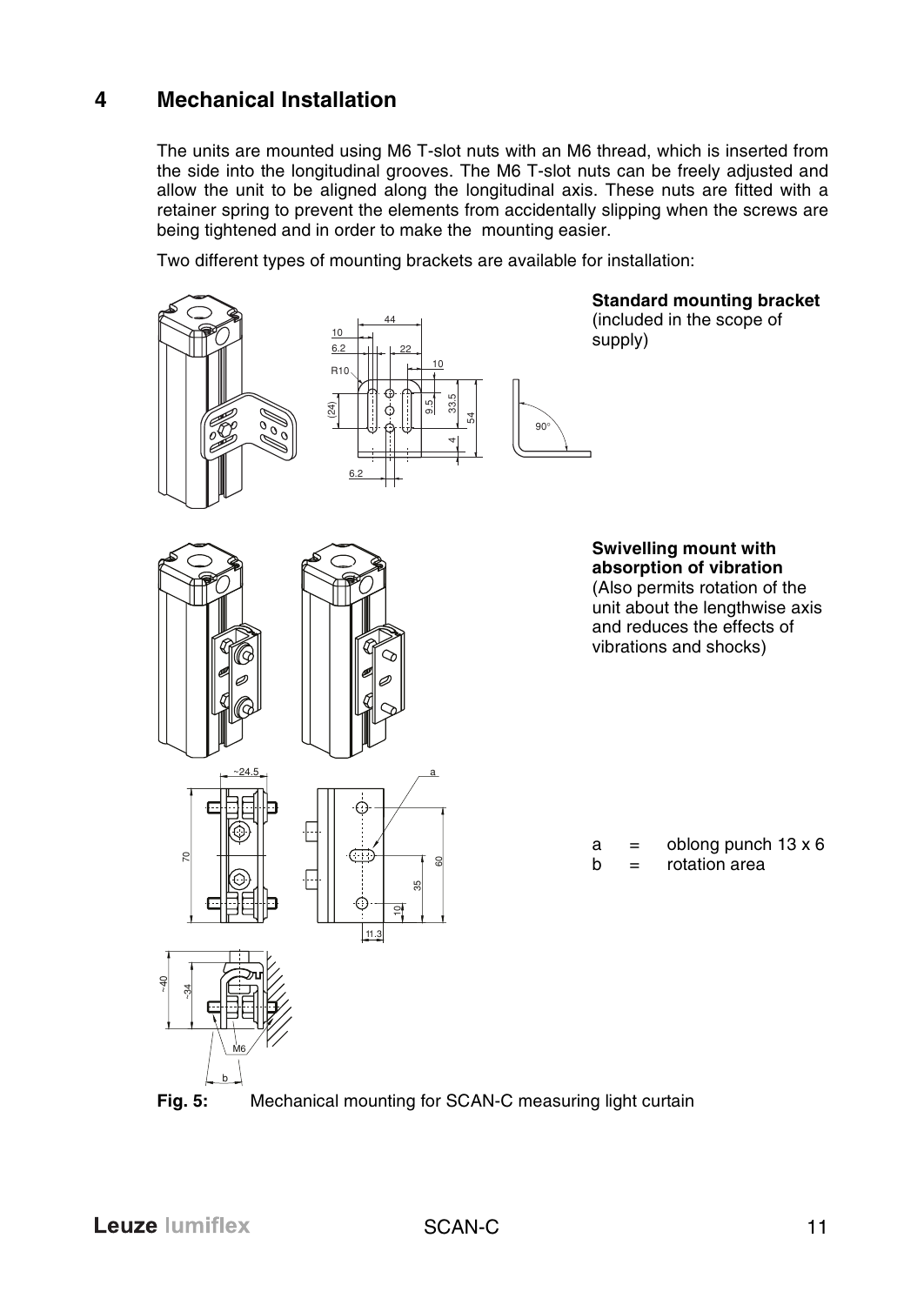## 4 Mechanical Installation

The units are mounted using M6 T-slot nuts with an M6 thread, which is inserted from the side into the longitudinal grooves. The M6 T-slot nuts can be freely adjusted and allow the unit to be aligned along the longitudinal axis. These nuts are fitted with a retainer spring to prevent the elements from accidentally slipping when the screws are being tightened and in order to make the mounting easier.

Two different types of mounting brackets are available for installation:

**Standard mounting bracket**
(included in the scope of supply)

**Swivelling mount with absorption of vibration**
(Also permits rotation of the unit about the lengthwise axis and reduces the effects of vibrations and shocks)

a = oblong punch 13 x 6
b = rotation area

**Fig. 5:** Mechanical mounting for SCAN-C measuring light curtain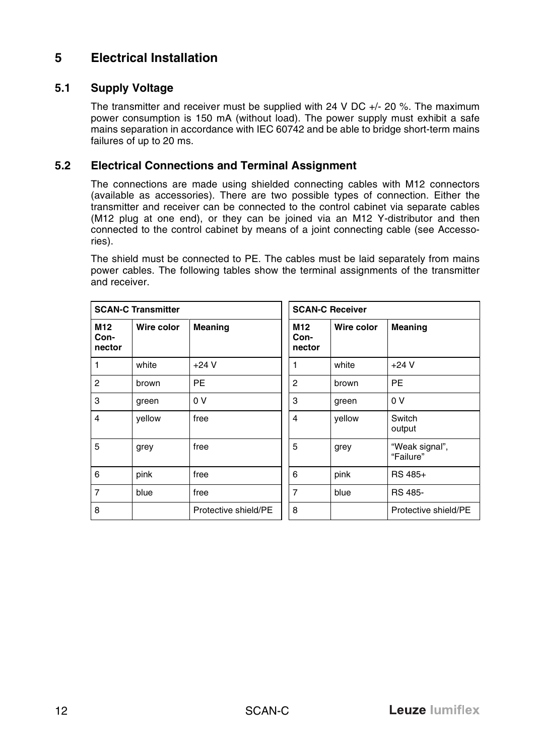# 5 Electrical Installation

## 5.1 Supply Voltage

The transmitter and receiver must be supplied with 24 V DC +/- 20 %. The maximum power consumption is 150 mA (without load). The power supply must exhibit a safe mains separation in accordance with IEC 60742 and be able to bridge short-term mains failures of up to 20 ms.

## 5.2 Electrical Connections and Terminal Assignment

The connections are made using shielded connecting cables with M12 connectors (available as accessories). There are two possible types of connection. Either the transmitter and receiver can be connected to the control cabinet via separate cables (M12 plug at one end), or they can be joined via an M12 Y-distributor and then connected to the control cabinet by means of a joint connecting cable (see Accessories).

The shield must be connected to PE. The cables must be laid separately from mains power cables. The following tables show the terminal assignments of the transmitter and receiver.

| **SCAN-C Transmitter** | | |
|---|---|---|
| **M12 Connector** | **Wire color** | **Meaning** |
| 1 | white | +24 V |
| 2 | brown | PE |
| 3 | green | 0 V |
| 4 | yellow | free |
| 5 | grey | free |
| 6 | pink | free |
| 7 | blue | free |
| 8 | | Protective shield/PE |

| **SCAN-C Receiver** | | |
|---|---|---|
| **M12 Connector** | **Wire color** | **Meaning** |
| 1 | white | +24 V |
| 2 | brown | PE |
| 3 | green | 0 V |
| 4 | yellow | Switch output |
| 5 | grey | “Weak signal”, “Failure” |
| 6 | pink | RS 485+ |
| 7 | blue | RS 485- |
| 8 | | Protective shield/PE |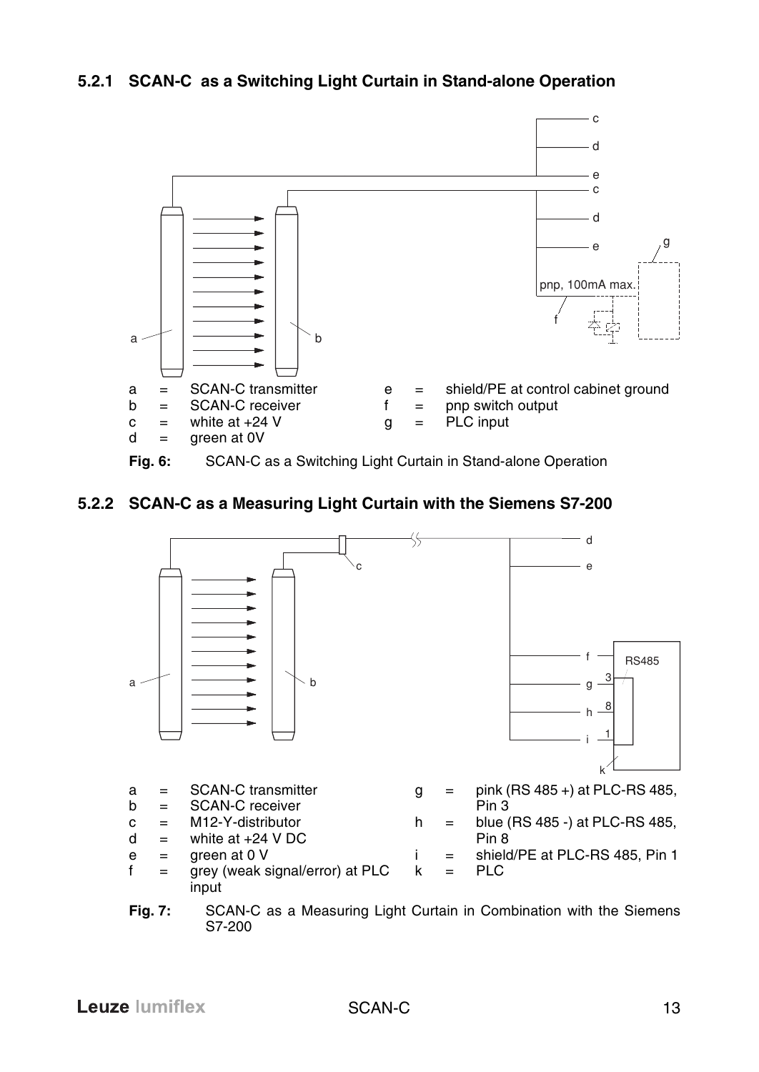### 5.2.1 SCAN-C as a Switching Light Curtain in Stand-alone Operation

a = SCAN-C transmitter
b = SCAN-C receiver
c = white at +24 V
d = green at 0V
e = shield/PE at control cabinet ground
f = pnp switch output
g = PLC input

**Fig. 6:** SCAN-C as a Switching Light Curtain in Stand-alone Operation

### 5.2.2 SCAN-C as a Measuring Light Curtain with the Siemens S7-200

a = SCAN-C transmitter
b = SCAN-C receiver
c = M12-Y-distributor
d = white at +24 V DC
e = green at 0 V
f = grey (weak signal/error) at PLC input
g = pink (RS 485 +) at PLC-RS 485, Pin 3
h = blue (RS 485 -) at PLC-RS 485, Pin 8
i = shield/PE at PLC-RS 485, Pin 1
k = PLC

**Fig. 7:** SCAN-C as a Measuring Light Curtain in Combination with the Siemens S7-200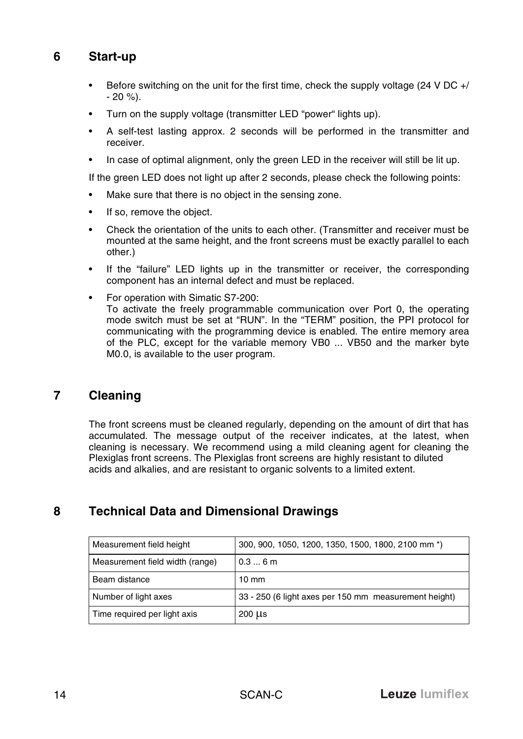# 6 Start-up

- Before switching on the unit for the first time, check the supply voltage (24 V DC +/ - 20 %).
- Turn on the supply voltage (transmitter LED "power" lights up).
- A self-test lasting approx. 2 seconds will be performed in the transmitter and receiver.
- In case of optimal alignment, only the green LED in the receiver will still be lit up.

If the green LED does not light up after 2 seconds, please check the following points:

- Make sure that there is no object in the sensing zone.
- If so, remove the object.
- Check the orientation of the units to each other. (Transmitter and receiver must be mounted at the same height, and the front screens must be exactly parallel to each other.)
- If the "failure" LED lights up in the transmitter or receiver, the corresponding component has an internal defect and must be replaced.
- For operation with Simatic S7-200:
  To activate the freely programmable communication over Port 0, the operating mode switch must be set at "RUN". In the "TERM" position, the PPI protocol for communicating with the programming device is enabled. The entire memory area of the PLC, except for the variable memory VB0 ... VB50 and the marker byte M0.0, is available to the user program.

# 7 Cleaning

The front screens must be cleaned regularly, depending on the amount of dirt that has accumulated. The message output of the receiver indicates, at the latest, when cleaning is necessary. We recommend using a mild cleaning agent for cleaning the Plexiglas front screens. The Plexiglas front screens are highly resistant to diluted acids and alkalies, and are resistant to organic solvents to a limited extent.

# 8 Technical Data and Dimensional Drawings

| | |
|---|---|
| Measurement field height | 300, 900, 1050, 1200, 1350, 1500, 1800, 2100 mm *) |
| Measurement field width (range) | 0.3 ... 6 m |
| Beam distance | 10 mm |
| Number of light axes | 33 - 250 (6 light axes per 150 mm measurement height) |
| Time required per light axis | 200 µs |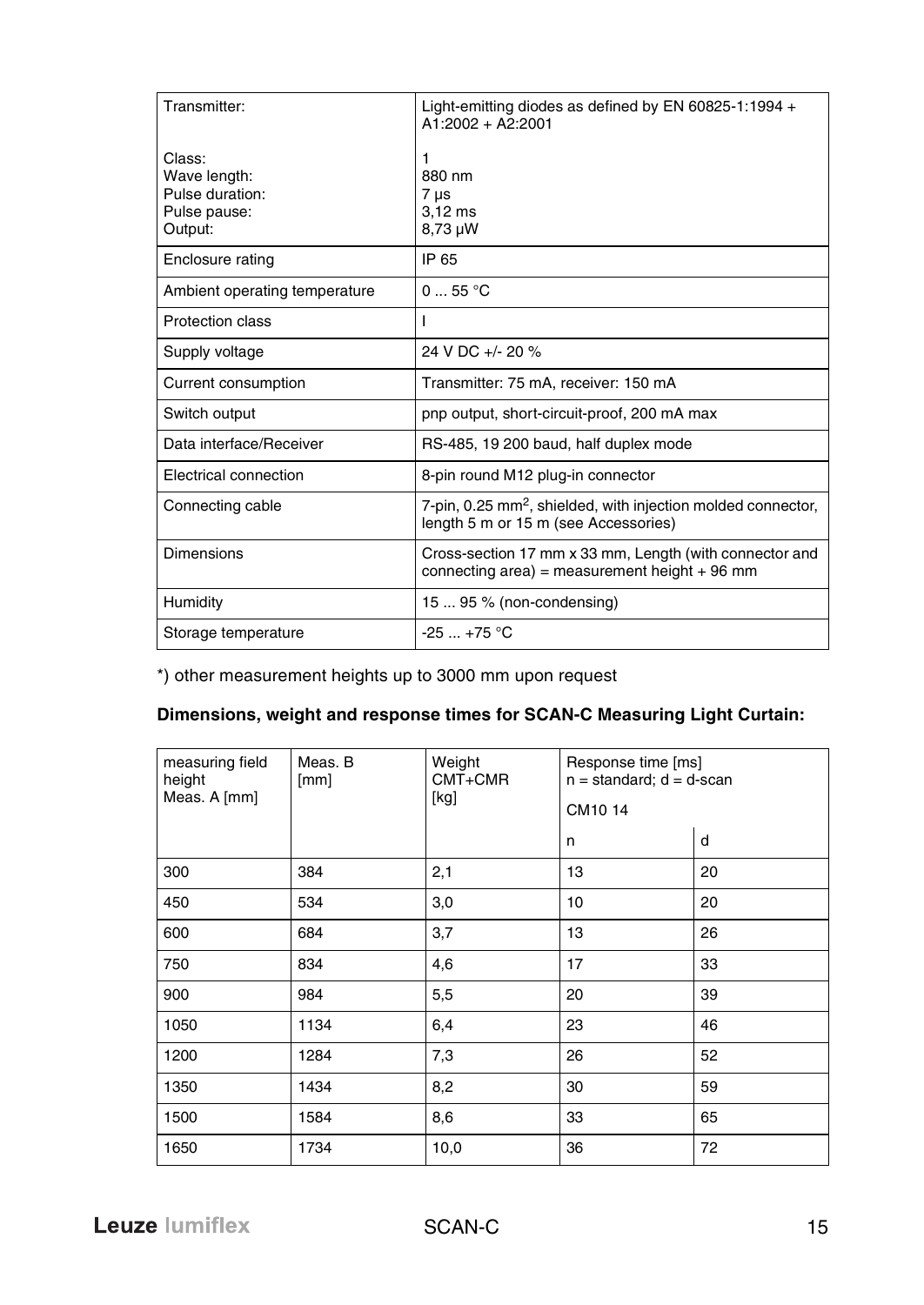| | |
|---|---|
| Transmitter:<br><br>Class:<br>Wave length:<br>Pulse duration:<br>Pulse pause:<br>Output: | Light-emitting diodes as defined by EN 60825-1:1994 + A1:2002 + A2:2001<br><br>1<br>880 nm<br>7 µs<br>3,12 ms<br>8,73 µW |
| Enclosure rating | IP 65 |
| Ambient operating temperature | 0 ... 55 °C |
| Protection class | I |
| Supply voltage | 24 V DC +/- 20 % |
| Current consumption | Transmitter: 75 mA, receiver: 150 mA |
| Switch output | pnp output, short-circuit-proof, 200 mA max |
| Data interface/Receiver | RS-485, 19 200 baud, half duplex mode |
| Electrical connection | 8-pin round M12 plug-in connector |
| Connecting cable | 7-pin, 0.25 mm$^2$, shielded, with injection molded connector, length 5 m or 15 m (see Accessories) |
| Dimensions | Cross-section 17 mm x 33 mm, Length (with connector and connecting area) = measurement height + 96 mm |
| Humidity | 15 ... 95 % (non-condensing) |
| Storage temperature | -25 ... +75 °C |

*) other measurement heights up to 3000 mm upon request

**Dimensions, weight and response times for SCAN-C Measuring Light Curtain:**

| measuring field height Meas. A [mm] | Meas. B [mm] | Weight CMT+CMR [kg] | Response time [ms] n = standard; d = d-scan CM10 14 | |
|---|---|---|---|---|
| | | | n | d |
| 300 | 384 | 2,1 | 13 | 20 |
| 450 | 534 | 3,0 | 10 | 20 |
| 600 | 684 | 3,7 | 13 | 26 |
| 750 | 834 | 4,6 | 17 | 33 |
| 900 | 984 | 5,5 | 20 | 39 |
| 1050 | 1134 | 6,4 | 23 | 46 |
| 1200 | 1284 | 7,3 | 26 | 52 |
| 1350 | 1434 | 8,2 | 30 | 59 |
| 1500 | 1584 | 8,6 | 33 | 65 |
| 1650 | 1734 | 10,0 | 36 | 72 |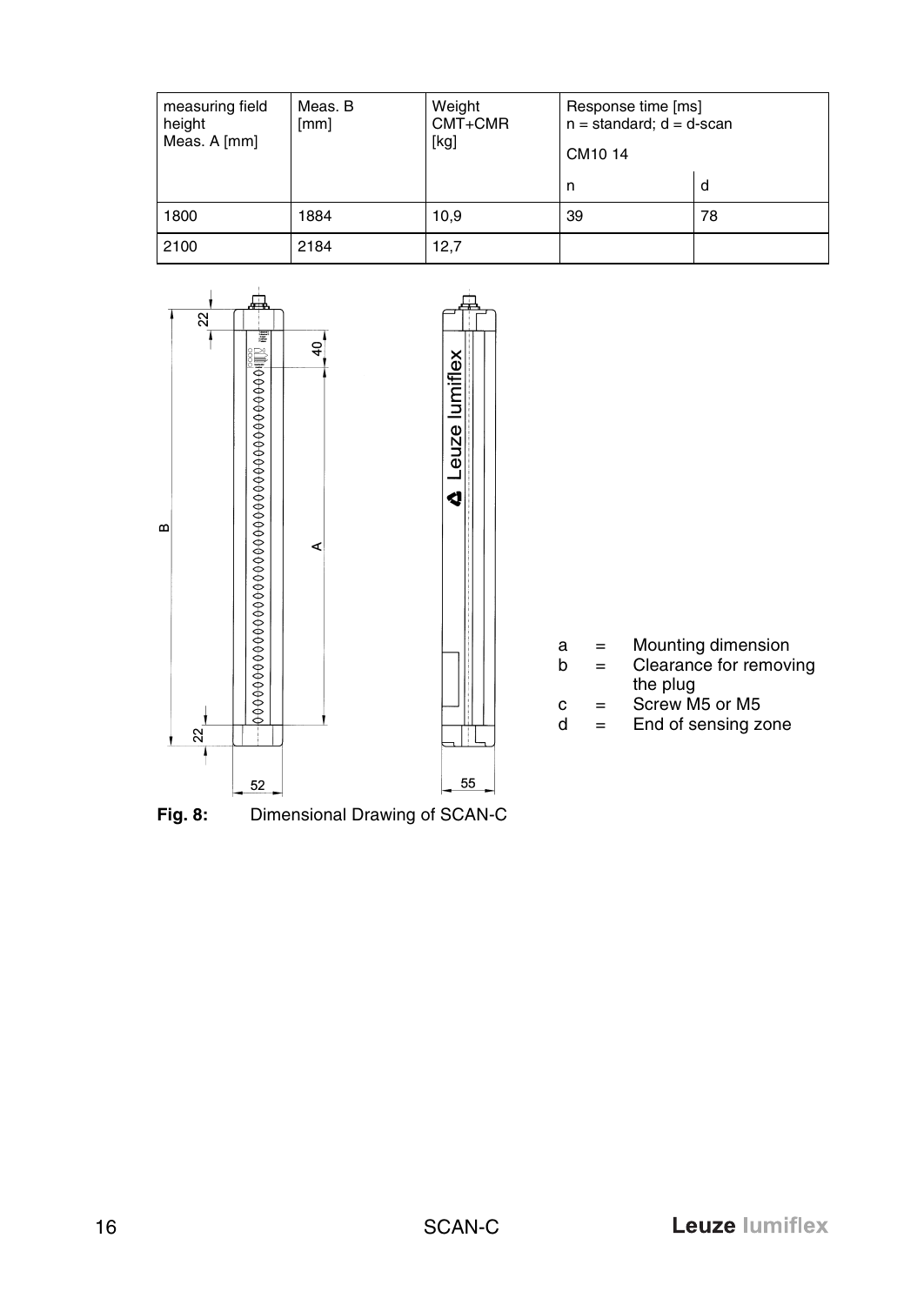| measuring field height Meas. A [mm] | Meas. B [mm] | Weight CMT+CMR [kg] | Response time [ms] n = standard; d = d-scan CM10 14 | |
|---|---|---|---|---|
| | | | n | d |
| 1800 | 1884 | 10,9 | 39 | 78 |
| 2100 | 2184 | 12,7 | | |

a = Mounting dimension
b = Clearance for removing the plug
c = Screw M5 or M5
d = End of sensing zone

**Fig. 8:** Dimensional Drawing of SCAN-C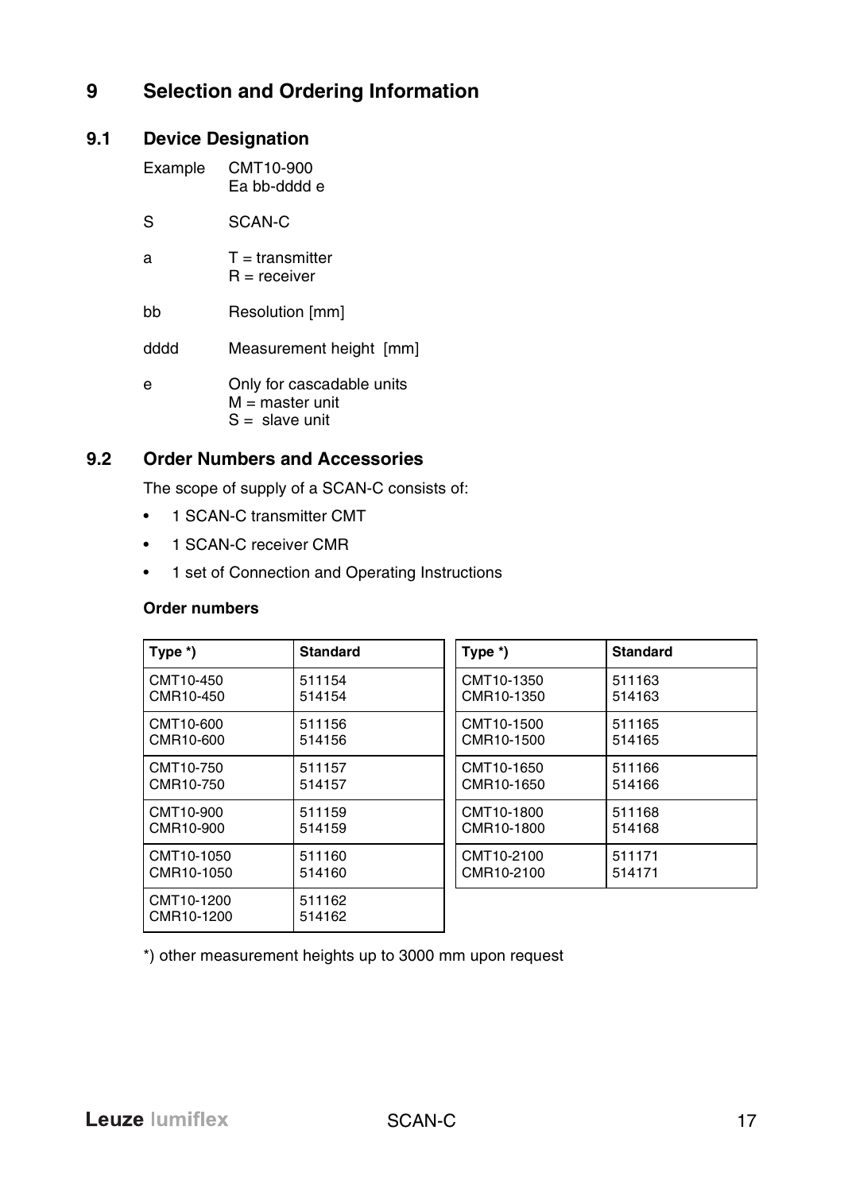# 9 Selection and Ordering Information

## 9.1 Device Designation

| | |
|---|---|
| Example | CMT10-900<br>Ea bb-dddd e |
| S | SCAN-C |
| a | T = transmitter<br>R = receiver |
| bb | Resolution [mm] |
| dddd | Measurement height [mm] |
| e | Only for cascadable units<br>M = master unit<br>S = slave unit |

## 9.2 Order Numbers and Accessories

The scope of supply of a SCAN-C consists of:

- 1 SCAN-C transmitter CMT
- 1 SCAN-C receiver CMR
- 1 set of Connection and Operating Instructions

**Order numbers**

| Type *) | Standard |
|---|---|
| CMT10-450<br>CMR10-450 | 511154<br>514154 |
| CMT10-600<br>CMR10-600 | 511156<br>514156 |
| CMT10-750<br>CMR10-750 | 511157<br>514157 |
| CMT10-900<br>CMR10-900 | 511159<br>514159 |
| CMT10-1050<br>CMR10-1050 | 511160<br>514160 |
| CMT10-1200<br>CMR10-1200 | 511162<br>514162 |

| Type *) | Standard |
|---|---|
| CMT10-1350<br>CMR10-1350 | 511163<br>514163 |
| CMT10-1500<br>CMR10-1500 | 511165<br>514165 |
| CMT10-1650<br>CMR10-1650 | 511166<br>514166 |
| CMT10-1800<br>CMR10-1800 | 511168<br>514168 |
| CMT10-2100<br>CMR10-2100 | 511171<br>514171 |

*) other measurement heights up to 3000 mm upon request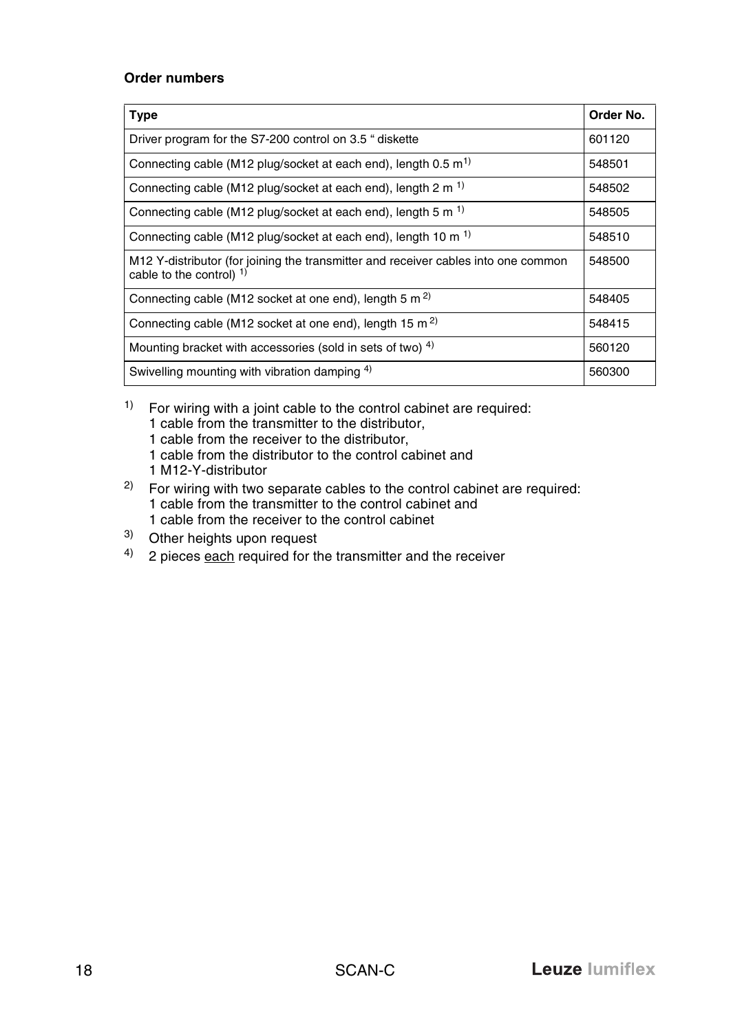**Order numbers**

| Type | Order No. |
|---|---|
| Driver program for the S7-200 control on 3.5 " diskette | 601120 |
| Connecting cable (M12 plug/socket at each end), length 0.5 m [1] | 548501 |
| Connecting cable (M12 plug/socket at each end), length 2 m [1] | 548502 |
| Connecting cable (M12 plug/socket at each end), length 5 m [1] | 548505 |
| Connecting cable (M12 plug/socket at each end), length 10 m [1] | 548510 |
| M12 Y-distributor (for joining the transmitter and receiver cables into one common cable to the control) [1] | 548500 |
| Connecting cable (M12 socket at one end), length 5 m [2] | 548405 |
| Connecting cable (M12 socket at one end), length 15 m [2] | 548415 |
| Mounting bracket with accessories (sold in sets of two) [4] | 560120 |
| Swivelling mounting with vibration damping [4] | 560300 |

1) For wiring with a joint cable to the control cabinet are required:
   1 cable from the transmitter to the distributor,
   1 cable from the receiver to the distributor,
   1 cable from the distributor to the control cabinet and
   1 M12-Y-distributor

2) For wiring with two separate cables to the control cabinet are required:
   1 cable from the transmitter to the control cabinet and
   1 cable from the receiver to the control cabinet

3) Other heights upon request

4) 2 pieces each required for the transmitter and the receiver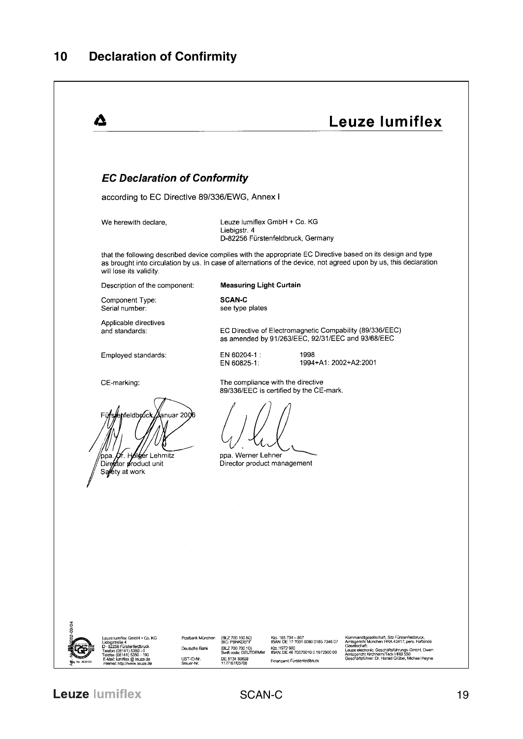## 10 Declaration of Confirmity

Leuze lumiflex

### *EC Declaration of Conformity*

according to EC Directive 89/336/EWG, Annex I

We herewith declare,

Leuze lumiflex GmbH + Co. KG
Liebigstr. 4
D-82256 Fürstenfeldbruck, Germany

that the following described device complies with the appropriate EC Directive based on its design and type as brought into circulation by us. In case of alternations of the device, not agreed upon by us, this declaration will lose its validity.

| | |
|---|---|
| Description of the component: | **Measuring Light Curtain** |
| Component Type: | **SCAN-C** |
| Serial number: | see type plates |
| Applicable directives and standards: | EC Directive of Electromagnetic Compability (89/336/EEC) as amended by 91/263/EEC, 92/31/EEC and 93/68/EEC |
| Employed standards: | EN 60204-1 : 1998<br>EN 60825-1: 1994+A1: 2002+A2:2001 |
| CE-marking: | The compliance with the directive 89/336/EEC is certified by the CE-mark. |

Fürstenfeldbruck, Januar 2006

ppa. Dr. Holger Lehmitz
Director product unit
Safety at work

ppa. Werner Lehner
Director product management

Leuze lumiflex GmbH + Co. KG
Liebigstraße 4
D - 82256 Fürstenfeldbruck
Telefon (08141) 5350 - 0
Telefax (08141) 5350 - 190
E-Mail: lumiflex @ leuze.de
internet: http://www.leuze.de

Postbank München (BLZ 700 100 80) BIC: PBNKDEFF Kto. 185 734 – 807 IBAN: DE 17 7001 0080 0185 7348 07
Deutsche Bank (BLZ 700 700 10) Swift code: DEUTDEMM Kto.:1972 900 IBAN: DE 46 70070010 0 1972900 00
UST-ID-Nr. DE 8134 60659
Steuer-Nr. 117/167/05708 Finanzamt Fürstenfeldbruck

Kommanditgesellschaft, Sitz Fürstenfeldbruck, Amtsgericht München HRA 40417, pers. Haftende Gesellschaft: Leuze electronic, Geschäftsführungs-GmbH, Owen Amtsgericht Kirchheim/Teck HRB 550 Geschäftsführer: Dr. Harald Grübel, Michael Heyne